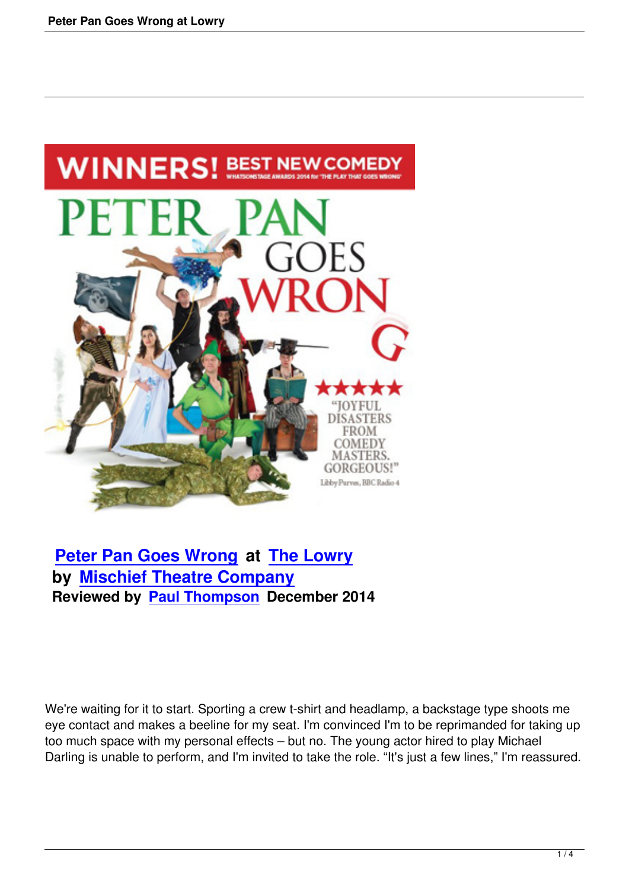**Peter Pan Goes Wrong** at **The Lowry**
**by Mischief Theatre Company**
**Reviewed by Paul Thompson December 2014**

We're waiting for it to start. Sporting a crew t-shirt and headlamp, a backstage type shoots me eye contact and makes a beeline for my seat. I'm convinced I'm to be reprimanded for taking up too much space with my personal effects – but no. The young actor hired to play Michael Darling is unable to perform, and I'm invited to take the role. “It's just a few lines,” I'm reassured.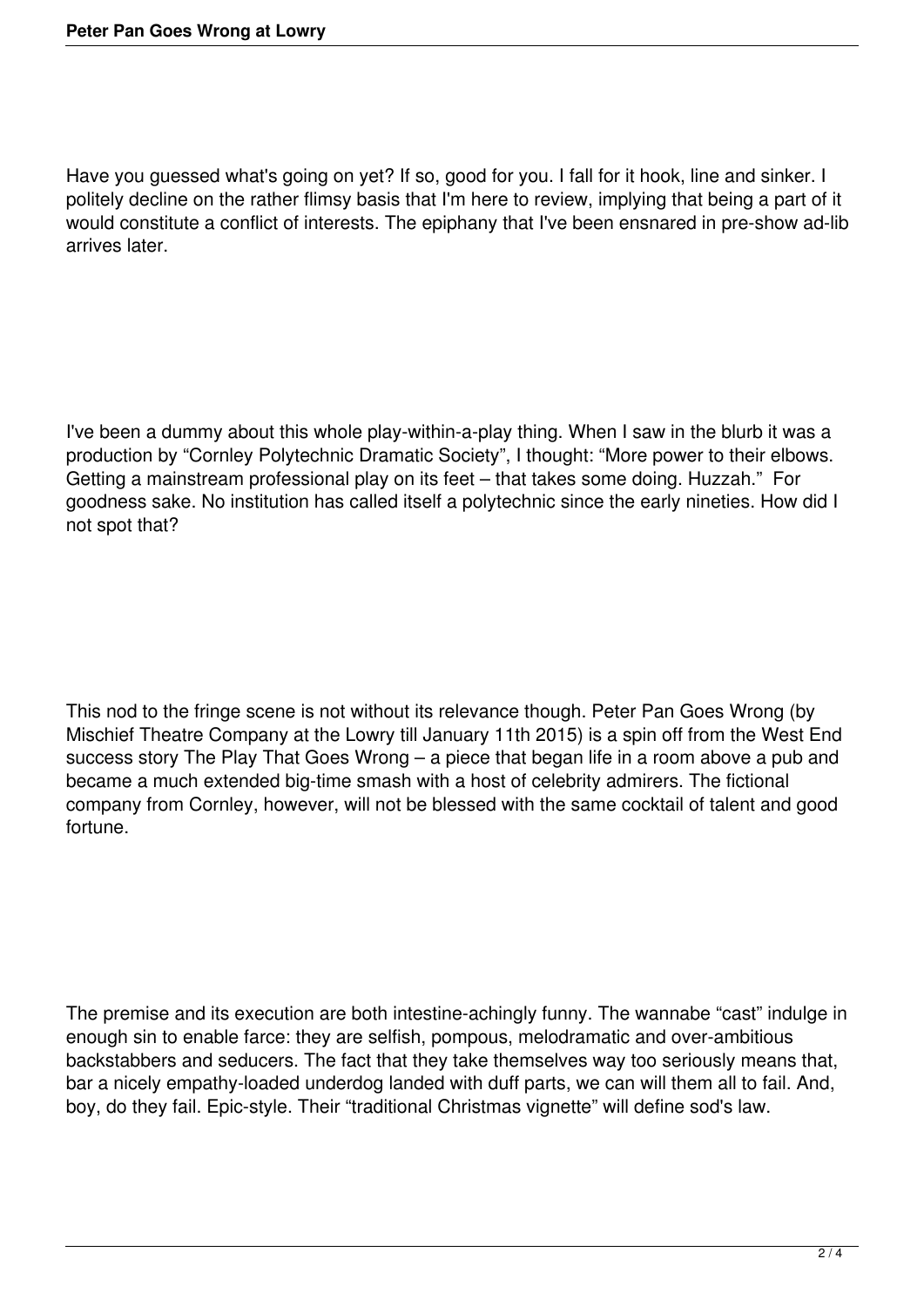Have you guessed what's going on yet? If so, good for you. I fall for it hook, line and sinker. I politely decline on the rather flimsy basis that I'm here to review, implying that being a part of it would constitute a conflict of interests. The epiphany that I've been ensnared in pre-show ad-lib arrives later.

I've been a dummy about this whole play-within-a-play thing. When I saw in the blurb it was a production by "Cornley Polytechnic Dramatic Society", I thought: "More power to their elbows. Getting a mainstream professional play on its feet – that takes some doing. Huzzah." For goodness sake. No institution has called itself a polytechnic since the early nineties. How did I not spot that?

This nod to the fringe scene is not without its relevance though. Peter Pan Goes Wrong (by Mischief Theatre Company at the Lowry till January 11th 2015) is a spin off from the West End success story The Play That Goes Wrong – a piece that began life in a room above a pub and became a much extended big-time smash with a host of celebrity admirers. The fictional company from Cornley, however, will not be blessed with the same cocktail of talent and good fortune.

The premise and its execution are both intestine-achingly funny. The wannabe "cast" indulge in enough sin to enable farce: they are selfish, pompous, melodramatic and over-ambitious backstabbers and seducers. The fact that they take themselves way too seriously means that, bar a nicely empathy-loaded underdog landed with duff parts, we can will them all to fail. And, boy, do they fail. Epic-style. Their "traditional Christmas vignette" will define sod's law.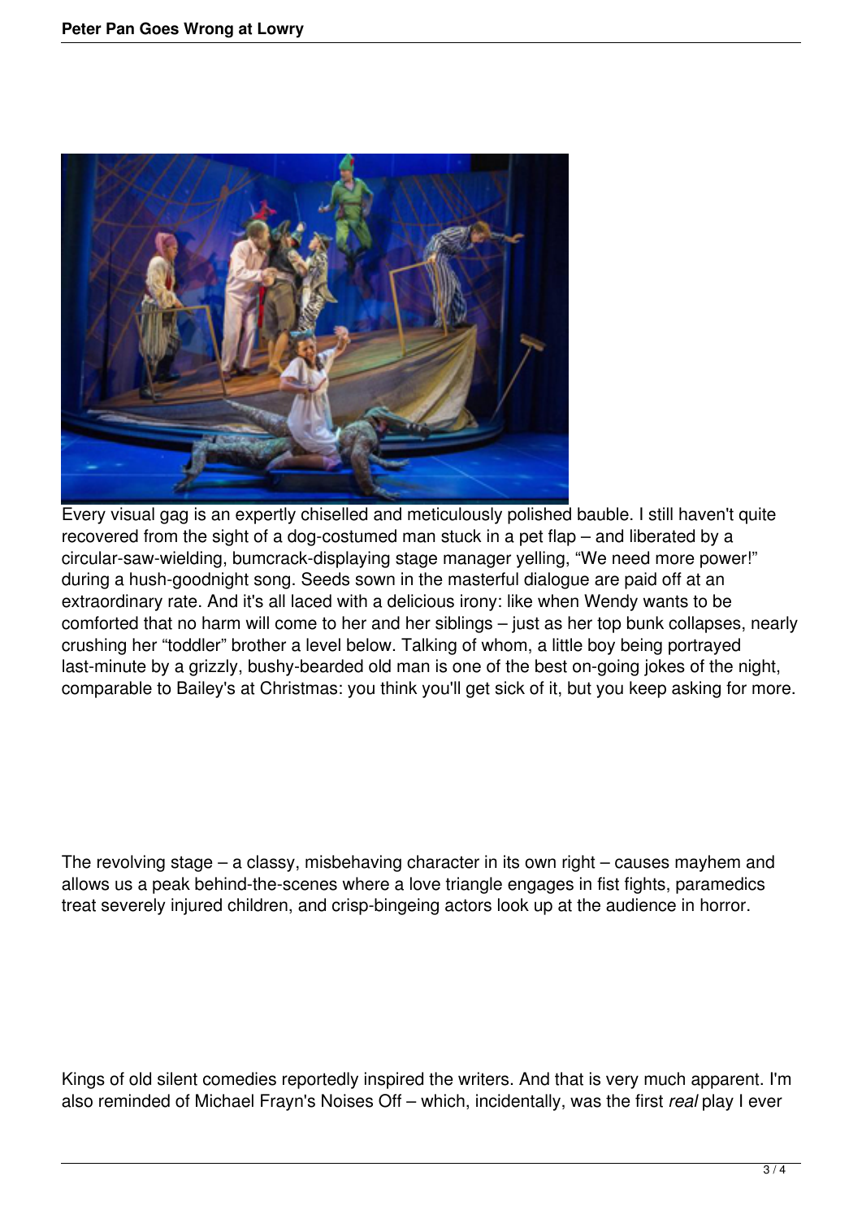Every visual gag is an expertly chiselled and meticulously polished bauble. I still haven't quite recovered from the sight of a dog-costumed man stuck in a pet flap – and liberated by a circular-saw-wielding, bumcrack-displaying stage manager yelling, “We need more power!” during a hush-goodnight song. Seeds sown in the masterful dialogue are paid off at an extraordinary rate. And it's all laced with a delicious irony: like when Wendy wants to be comforted that no harm will come to her and her siblings – just as her top bunk collapses, nearly crushing her “toddler” brother a level below. Talking of whom, a little boy being portrayed last-minute by a grizzly, bushy-bearded old man is one of the best on-going jokes of the night, comparable to Bailey's at Christmas: you think you'll get sick of it, but you keep asking for more.

The revolving stage – a classy, misbehaving character in its own right – causes mayhem and allows us a peak behind-the-scenes where a love triangle engages in fist fights, paramedics treat severely injured children, and crisp-bingeing actors look up at the audience in horror.

Kings of old silent comedies reportedly inspired the writers. And that is very much apparent. I'm also reminded of Michael Frayn's Noises Off – which, incidentally, was the first *real* play I ever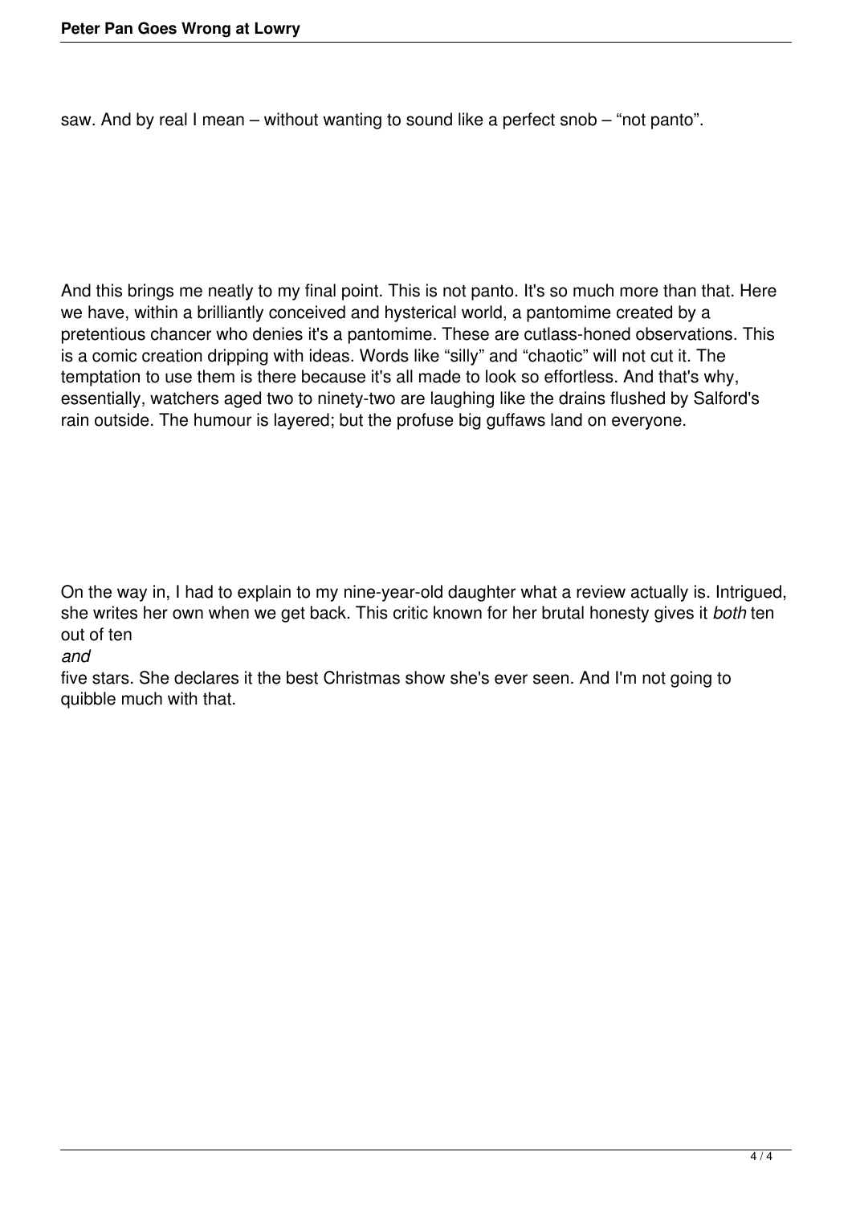saw. And by real I mean – without wanting to sound like a perfect snob – “not panto”.

And this brings me neatly to my final point. This is not panto. It's so much more than that. Here we have, within a brilliantly conceived and hysterical world, a pantomime created by a pretentious chancer who denies it's a pantomime. These are cutlass-honed observations. This is a comic creation dripping with ideas. Words like “silly” and “chaotic” will not cut it. The temptation to use them is there because it's all made to look so effortless. And that's why, essentially, watchers aged two to ninety-two are laughing like the drains flushed by Salford's rain outside. The humour is layered; but the profuse big guffaws land on everyone.

On the way in, I had to explain to my nine-year-old daughter what a review actually is. Intrigued, she writes her own when we get back. This critic known for her brutal honesty gives it *both* ten out of ten *and* five stars. She declares it the best Christmas show she's ever seen. And I'm not going to quibble much with that.